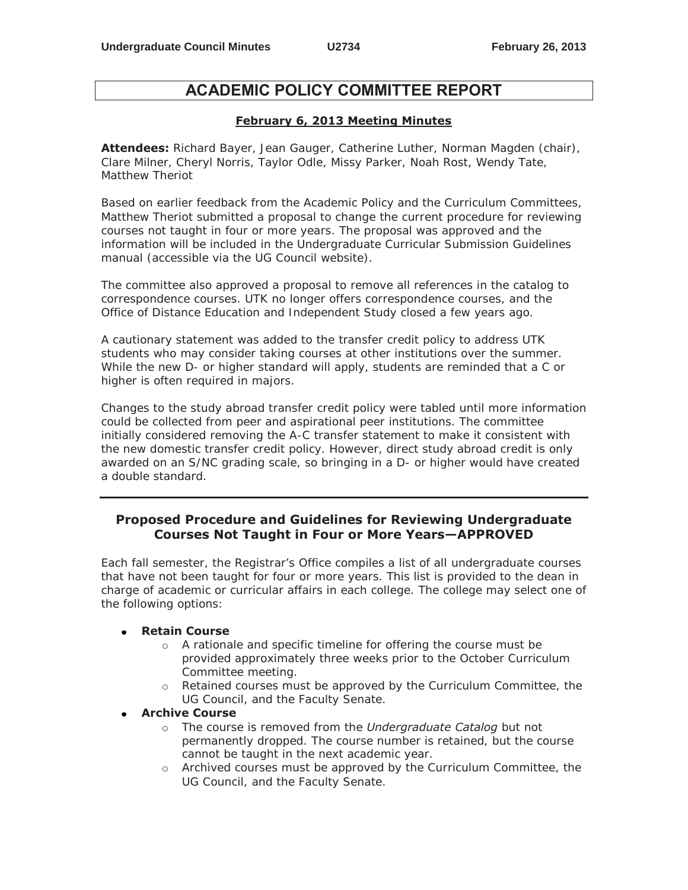# ACADEMIC POLICY COMMITTEE REPORT

## February 6, 2013 Meeting Minutes

**Attendees:** Richard Bayer, Jean Gauger, Catherine Luther, Norman Magden (chair), Clare Milner, Cheryl Norris, Taylor Odle, Missy Parker, Noah Rost, Wendy Tate, Matthew Theriot

Based on earlier feedback from the Academic Policy and the Curriculum Committees, Matthew Theriot submitted a proposal to change the current procedure for reviewing courses not taught in four or more years. The proposal was approved and the information will be included in the Undergraduate Curricular Submission Guidelines manual (accessible via the UG Council website).

The committee also approved a proposal to remove all references in the catalog to correspondence courses. UTK no longer offers correspondence courses, and the Office of Distance Education and Independent Study closed a few years ago.

A cautionary statement was added to the transfer credit policy to address UTK students who may consider taking courses at other institutions over the summer. While the new D- or higher standard will apply, students are reminded that a C or higher is often required in majors.

Changes to the study abroad transfer credit policy were tabled until more information could be collected from peer and aspirational peer institutions. The committee initially considered removing the A-C transfer statement to make it consistent with the new domestic transfer credit policy. However, direct study abroad credit is only awarded on an S/NC grading scale, so bringing in a D- or higher would have created a double standard.

---

## Proposed Procedure and Guidelines for Reviewing Undergraduate Courses Not Taught in Four or More Years—APPROVED

Each fall semester, the Registrar's Office compiles a list of all undergraduate courses that have not been taught for four or more years. This list is provided to the dean in charge of academic or curricular affairs in each college. The college may select one of the following options:

- **Retain Course**
  - A rationale and specific timeline for offering the course must be provided approximately three weeks prior to the October Curriculum Committee meeting.
  - Retained courses must be approved by the Curriculum Committee, the UG Council, and the Faculty Senate.
- **Archive Course**
  - The course is removed from the *Undergraduate Catalog* but not permanently dropped. The course number is retained, but the course cannot be taught in the next academic year.
  - Archived courses must be approved by the Curriculum Committee, the UG Council, and the Faculty Senate.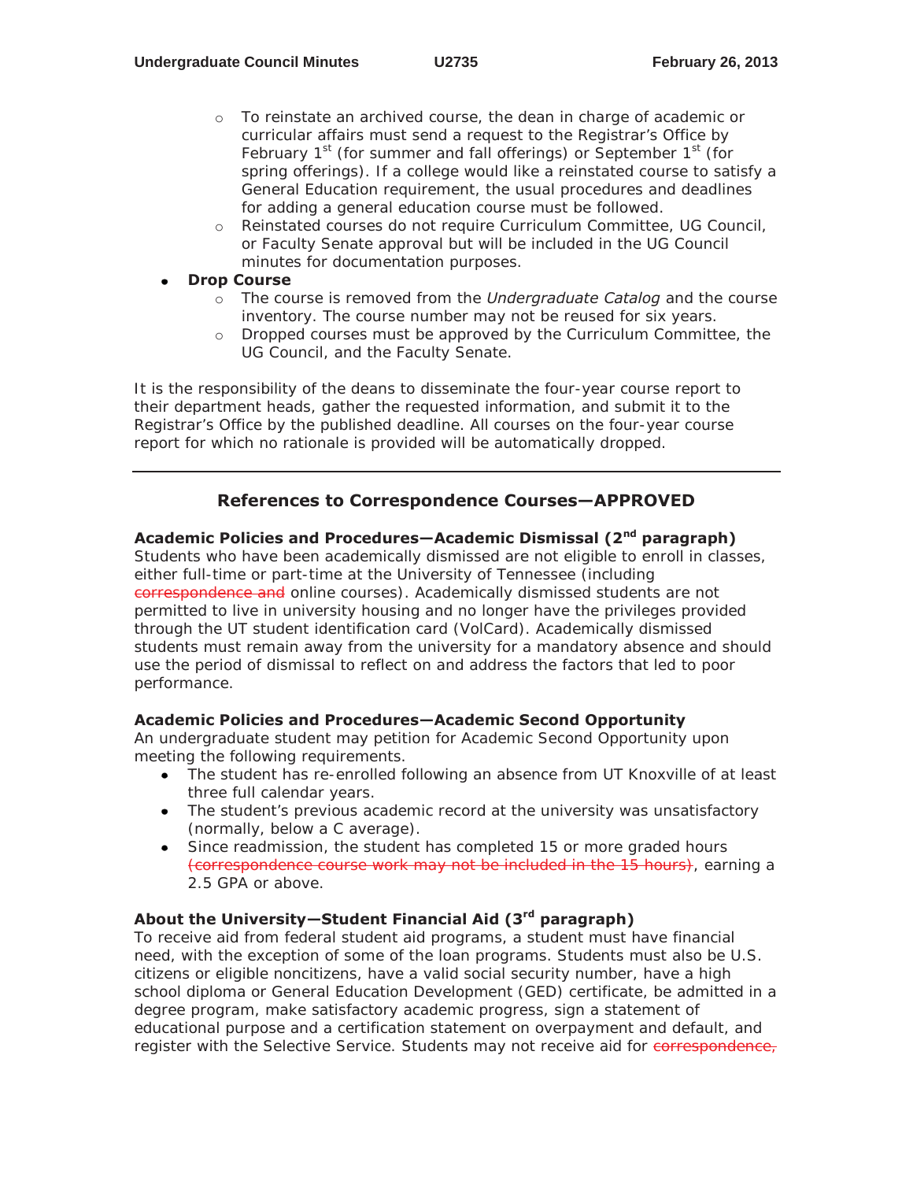- To reinstate an archived course, the dean in charge of academic or curricular affairs must send a request to the Registrar's Office by February 1st (for summer and fall offerings) or September 1st (for spring offerings). If a college would like a reinstated course to satisfy a General Education requirement, the usual procedures and deadlines for adding a general education course must be followed.
- Reinstated courses do not require Curriculum Committee, UG Council, or Faculty Senate approval but will be included in the UG Council minutes for documentation purposes.

- **Drop Course**
  - The course is removed from the *Undergraduate Catalog* and the course inventory. The course number may not be reused for six years.
  - Dropped courses must be approved by the Curriculum Committee, the UG Council, and the Faculty Senate.

It is the responsibility of the deans to disseminate the four-year course report to their department heads, gather the requested information, and submit it to the Registrar's Office by the published deadline. All courses on the four-year course report for which no rationale is provided will be automatically dropped.

---

## References to Correspondence Courses—APPROVED

**Academic Policies and Procedures—Academic Dismissal (2nd paragraph)**

Students who have been academically dismissed are not eligible to enroll in classes, either full-time or part-time at the University of Tennessee (including ~~correspondence and~~ online courses). Academically dismissed students are not permitted to live in university housing and no longer have the privileges provided through the UT student identification card (VolCard). Academically dismissed students must remain away from the university for a mandatory absence and should use the period of dismissal to reflect on and address the factors that led to poor performance.

**Academic Policies and Procedures—Academic Second Opportunity**

An undergraduate student may petition for Academic Second Opportunity upon meeting the following requirements.

- The student has re-enrolled following an absence from UT Knoxville of at least three full calendar years.
- The student's previous academic record at the university was unsatisfactory (normally, below a C average).
- Since readmission, the student has completed 15 or more graded hours ~~(correspondence course work may not be included in the 15 hours)~~, earning a 2.5 GPA or above.

**About the University—Student Financial Aid (3rd paragraph)**

To receive aid from federal student aid programs, a student must have financial need, with the exception of some of the loan programs. Students must also be U.S. citizens or eligible noncitizens, have a valid social security number, have a high school diploma or General Education Development (GED) certificate, be admitted in a degree program, make satisfactory academic progress, sign a statement of educational purpose and a certification statement on overpayment and default, and register with the Selective Service. Students may not receive aid for ~~correspondence,~~